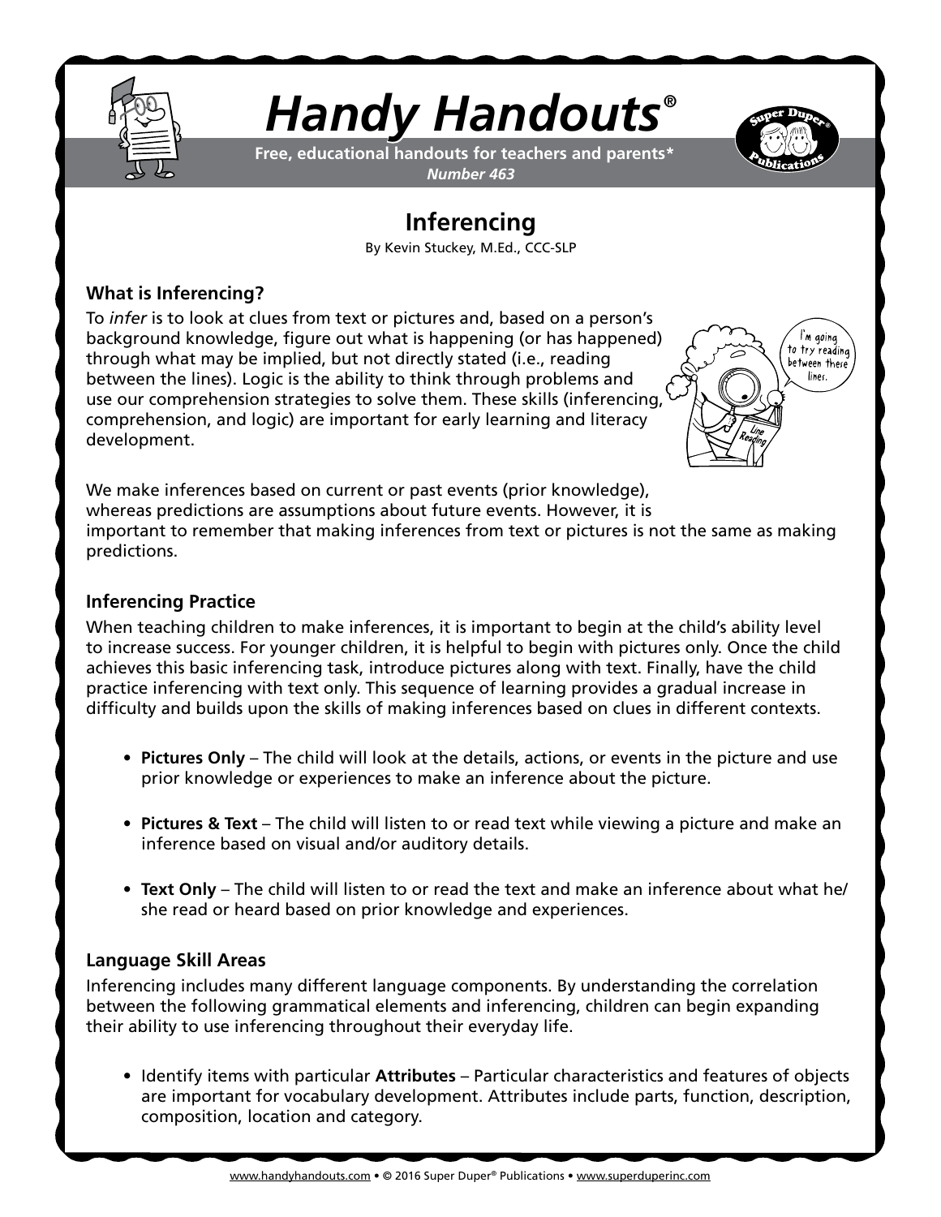# *Handy Handouts®*

**Free, educational handouts for teachers and parents***
***Number 463***

## Inferencing

By Kevin Stuckey, M.Ed., CCC-SLP

### What is Inferencing?

To *infer* is to look at clues from text or pictures and, based on a person's background knowledge, figure out what is happening (or has happened) through what may be implied, but not directly stated (i.e., reading between the lines). Logic is the ability to think through problems and use our comprehension strategies to solve them. These skills (inferencing, comprehension, and logic) are important for early learning and literacy development.

We make inferences based on current or past events (prior knowledge), whereas predictions are assumptions about future events. However, it is important to remember that making inferences from text or pictures is not the same as making predictions.

### Inferencing Practice

When teaching children to make inferences, it is important to begin at the child's ability level to increase success. For younger children, it is helpful to begin with pictures only. Once the child achieves this basic inferencing task, introduce pictures along with text. Finally, have the child practice inferencing with text only. This sequence of learning provides a gradual increase in difficulty and builds upon the skills of making inferences based on clues in different contexts.

- **Pictures Only** – The child will look at the details, actions, or events in the picture and use prior knowledge or experiences to make an inference about the picture.
- **Pictures & Text** – The child will listen to or read text while viewing a picture and make an inference based on visual and/or auditory details.
- **Text Only** – The child will listen to or read the text and make an inference about what he/she read or heard based on prior knowledge and experiences.

### Language Skill Areas

Inferencing includes many different language components. By understanding the correlation between the following grammatical elements and inferencing, children can begin expanding their ability to use inferencing throughout their everyday life.

- Identify items with particular **Attributes** – Particular characteristics and features of objects are important for vocabulary development. Attributes include parts, function, description, composition, location and category.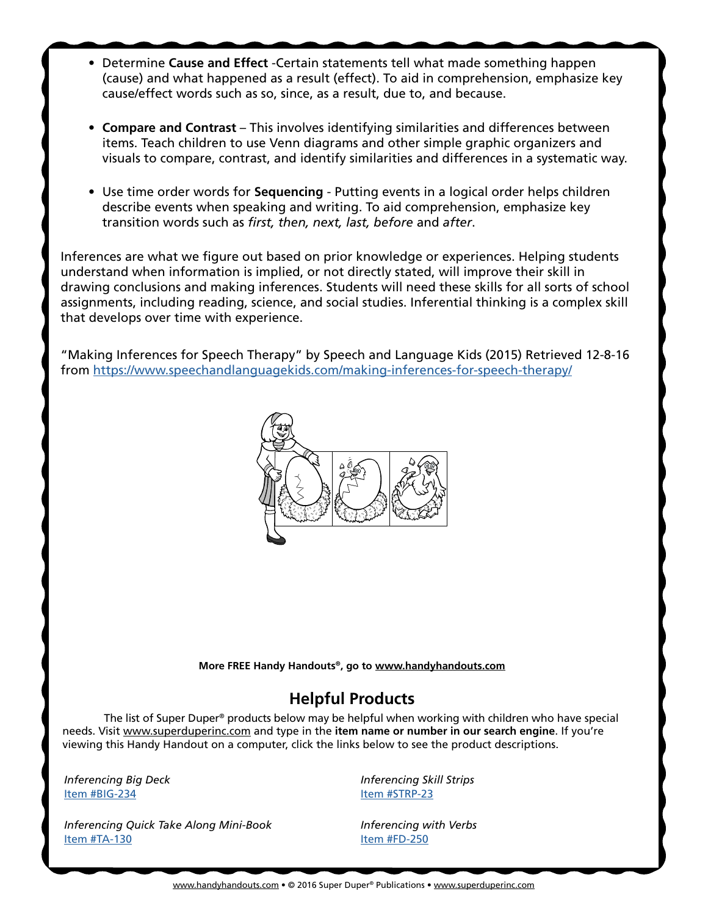- Determine **Cause and Effect** -Certain statements tell what made something happen (cause) and what happened as a result (effect). To aid in comprehension, emphasize key cause/effect words such as so, since, as a result, due to, and because.

- **Compare and Contrast** – This involves identifying similarities and differences between items. Teach children to use Venn diagrams and other simple graphic organizers and visuals to compare, contrast, and identify similarities and differences in a systematic way.

- Use time order words for **Sequencing** - Putting events in a logical order helps children describe events when speaking and writing. To aid comprehension, emphasize key transition words such as *first, then, next, last, before* and *after*.

Inferences are what we figure out based on prior knowledge or experiences. Helping students understand when information is implied, or not directly stated, will improve their skill in drawing conclusions and making inferences. Students will need these skills for all sorts of school assignments, including reading, science, and social studies. Inferential thinking is a complex skill that develops over time with experience.

"Making Inferences for Speech Therapy" by Speech and Language Kids (2015) Retrieved 12-8-16 from https://www.speechandlanguagekids.com/making-inferences-for-speech-therapy/

**More FREE Handy Handouts®, go to www.handyhandouts.com**

## Helpful Products

The list of Super Duper® products below may be helpful when working with children who have special needs. Visit www.superduperinc.com and type in the **item name or number in our search engine**. If you're viewing this Handy Handout on a computer, click the links below to see the product descriptions.

*Inferencing Big Deck*
Item #BIG-234

*Inferencing Skill Strips*
Item #STRP-23

*Inferencing Quick Take Along Mini-Book*
Item #TA-130

*Inferencing with Verbs*
Item #FD-250

www.handyhandouts.com • © 2016 Super Duper® Publications • www.superduperinc.com